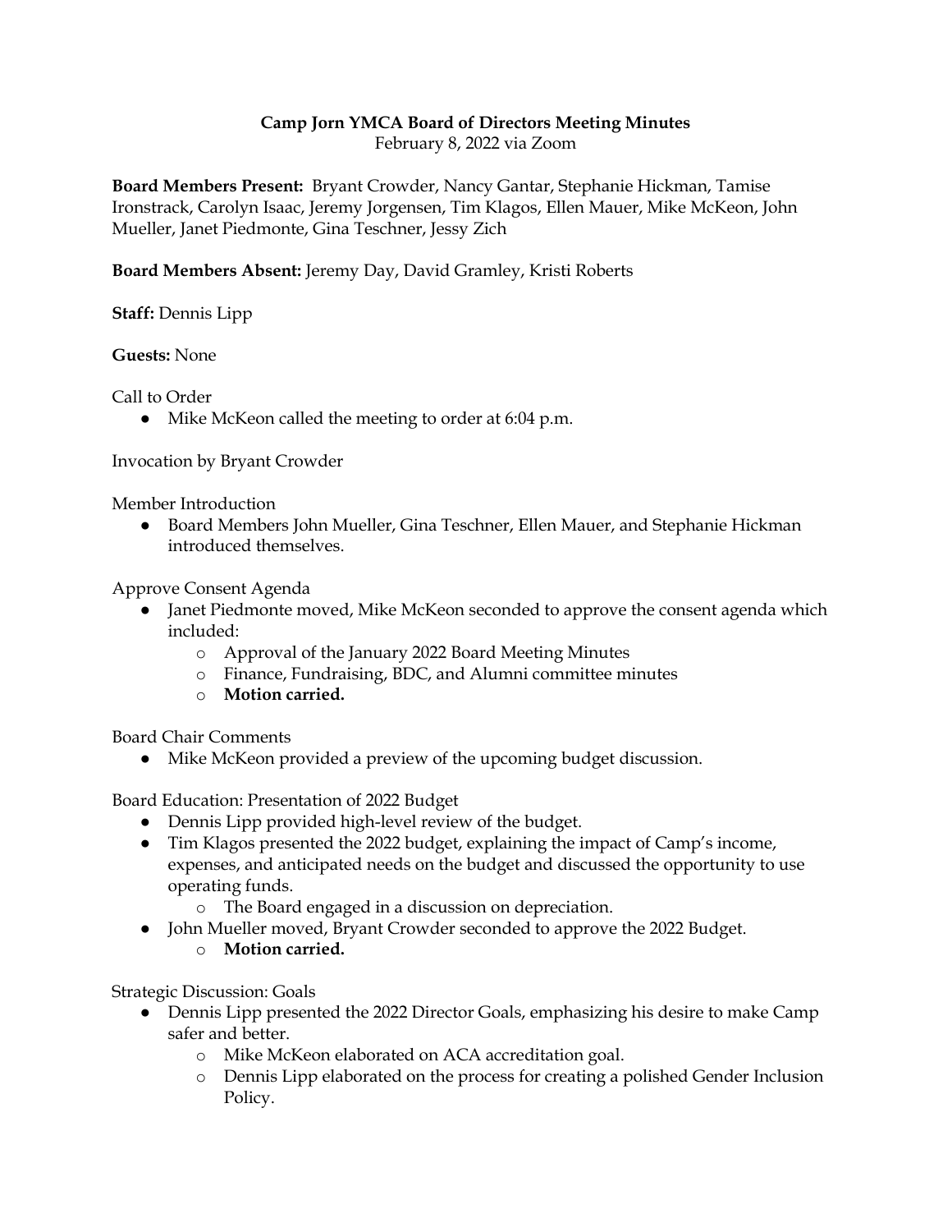# Camp Jorn YMCA Board of Directors Meeting Minutes

February 8, 2022 via Zoom

**Board Members Present:** Bryant Crowder, Nancy Gantar, Stephanie Hickman, Tamise Ironstrack, Carolyn Isaac, Jeremy Jorgensen, Tim Klagos, Ellen Mauer, Mike McKeon, John Mueller, Janet Piedmonte, Gina Teschner, Jessy Zich

**Board Members Absent:** Jeremy Day, David Gramley, Kristi Roberts

**Staff:** Dennis Lipp

**Guests:** None

Call to Order

- Mike McKeon called the meeting to order at 6:04 p.m.

Invocation by Bryant Crowder

Member Introduction

- Board Members John Mueller, Gina Teschner, Ellen Mauer, and Stephanie Hickman introduced themselves.

Approve Consent Agenda

- Janet Piedmonte moved, Mike McKeon seconded to approve the consent agenda which included:
  - Approval of the January 2022 Board Meeting Minutes
  - Finance, Fundraising, BDC, and Alumni committee minutes
  - **Motion carried.**

Board Chair Comments

- Mike McKeon provided a preview of the upcoming budget discussion.

Board Education: Presentation of 2022 Budget

- Dennis Lipp provided high-level review of the budget.
- Tim Klagos presented the 2022 budget, explaining the impact of Camp's income, expenses, and anticipated needs on the budget and discussed the opportunity to use operating funds.
  - The Board engaged in a discussion on depreciation.
- John Mueller moved, Bryant Crowder seconded to approve the 2022 Budget.
  - **Motion carried.**

Strategic Discussion: Goals

- Dennis Lipp presented the 2022 Director Goals, emphasizing his desire to make Camp safer and better.
  - Mike McKeon elaborated on ACA accreditation goal.
  - Dennis Lipp elaborated on the process for creating a polished Gender Inclusion Policy.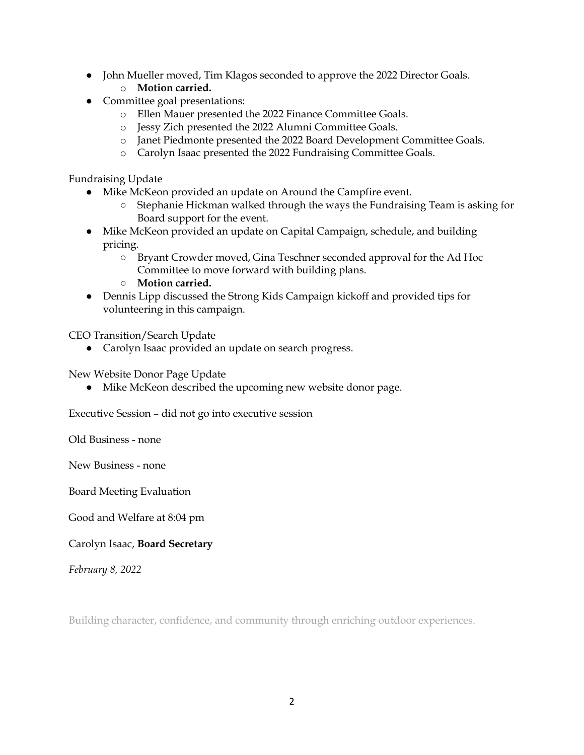- John Mueller moved, Tim Klagos seconded to approve the 2022 Director Goals.
  - **Motion carried.**
- Committee goal presentations:
  - Ellen Mauer presented the 2022 Finance Committee Goals.
  - Jessy Zich presented the 2022 Alumni Committee Goals.
  - Janet Piedmonte presented the 2022 Board Development Committee Goals.
  - Carolyn Isaac presented the 2022 Fundraising Committee Goals.

Fundraising Update

- Mike McKeon provided an update on Around the Campfire event.
  - Stephanie Hickman walked through the ways the Fundraising Team is asking for Board support for the event.
- Mike McKeon provided an update on Capital Campaign, schedule, and building pricing.
  - Bryant Crowder moved, Gina Teschner seconded approval for the Ad Hoc Committee to move forward with building plans.
  - **Motion carried.**
- Dennis Lipp discussed the Strong Kids Campaign kickoff and provided tips for volunteering in this campaign.

CEO Transition/Search Update

- Carolyn Isaac provided an update on search progress.

New Website Donor Page Update

- Mike McKeon described the upcoming new website donor page.

Executive Session – did not go into executive session

Old Business - none

New Business - none

Board Meeting Evaluation

Good and Welfare at 8:04 pm

Carolyn Isaac, **Board Secretary**

*February 8, 2022*

Building character, confidence, and community through enriching outdoor experiences.